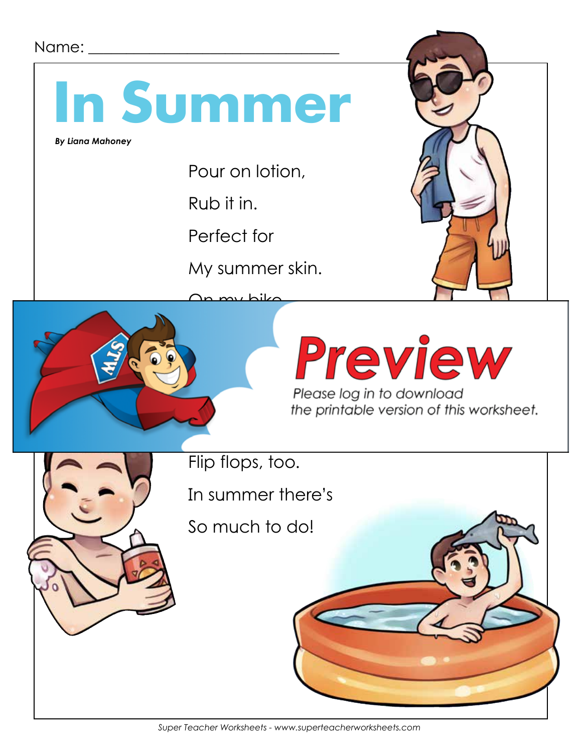Name: ________________________________

# In Summer

***By Liana Mahoney***

Pour on lotion,

Rub it in.

Perfect for

My summer skin.

Flip flops, too.

In summer there's

So much to do!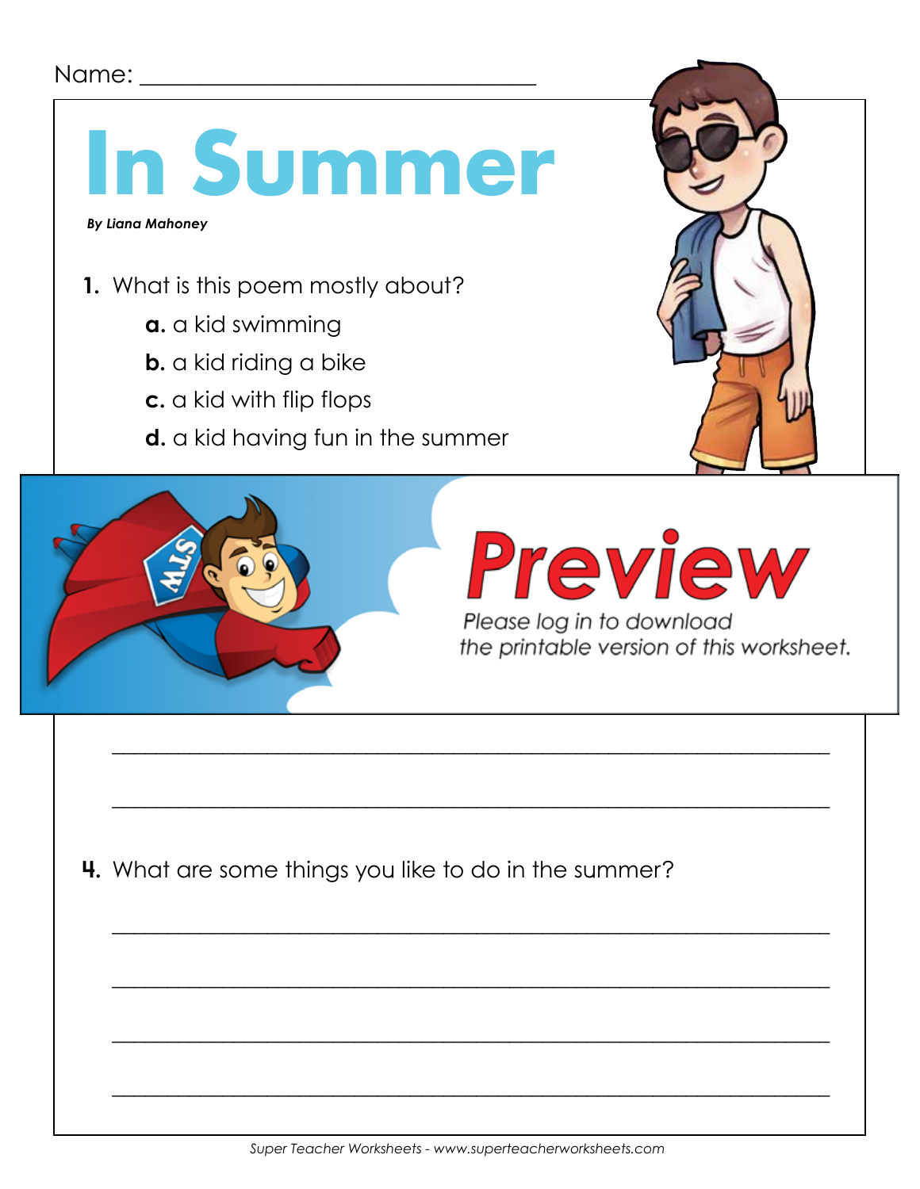Name: ________________________________

# In Summer

***By Liana Mahoney***

1. What is this poem mostly about?

   **a.** a kid swimming

   **b.** a kid riding a bike

   **c.** a kid with flip flops

   **d.** a kid having fun in the summer

Preview

Please log in to download the printable version of this worksheet.

______________________________________________________________

______________________________________________________________

4. What are some things you like to do in the summer?

______________________________________________________________

______________________________________________________________

______________________________________________________________

______________________________________________________________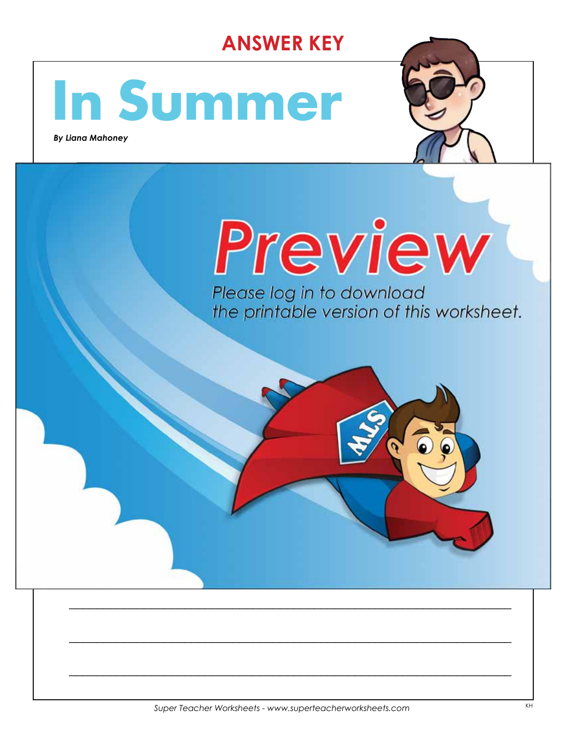**ANSWER KEY**

# In Summer

*By Liana Mahoney*